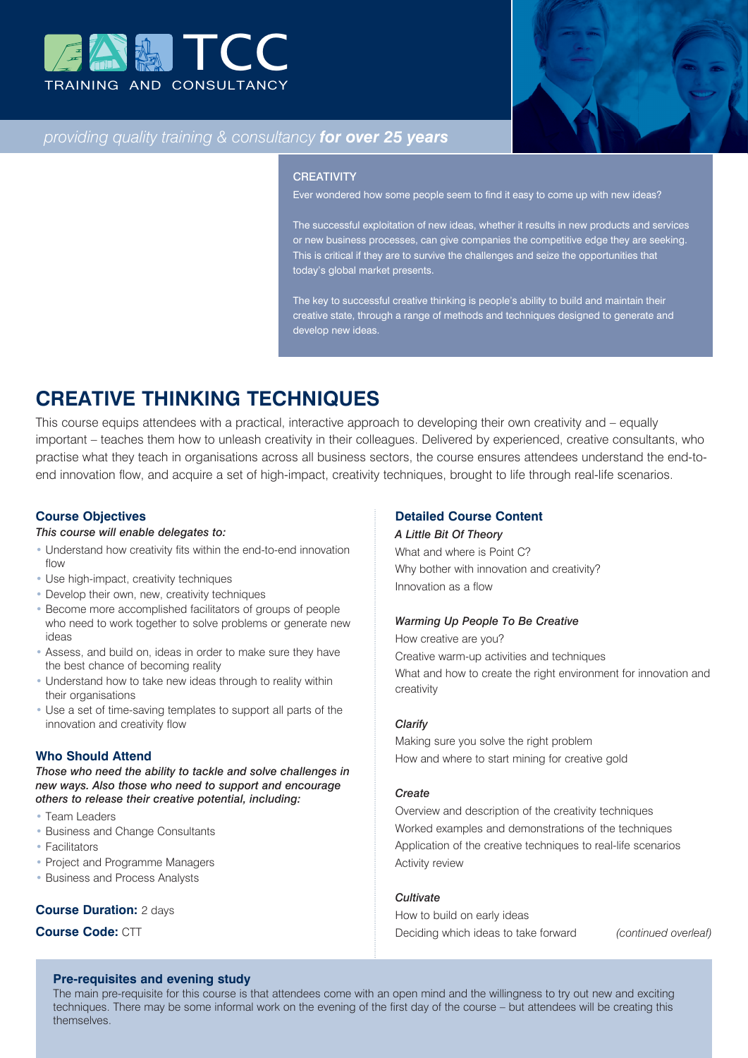TCC

TRAINING AND CONSULTANCY

*providing quality training & consultancy* ***for over 25 years***

### CREATIVITY

Ever wondered how some people seem to find it easy to come up with new ideas?

The successful exploitation of new ideas, whether it results in new products and services or new business processes, can give companies the competitive edge they are seeking. This is critical if they are to survive the challenges and seize the opportunities that today's global market presents.

The key to successful creative thinking is people's ability to build and maintain their creative state, through a range of methods and techniques designed to generate and develop new ideas.

# CREATIVE THINKING TECHNIQUES

This course equips attendees with a practical, interactive approach to developing their own creativity and – equally important – teaches them how to unleash creativity in their colleagues. Delivered by experienced, creative consultants, who practise what they teach in organisations across all business sectors, the course ensures attendees understand the end-to-end innovation flow, and acquire a set of high-impact, creativity techniques, brought to life through real-life scenarios.

## Course Objectives

***This course will enable delegates to:***

- Understand how creativity fits within the end-to-end innovation flow
- Use high-impact, creativity techniques
- Develop their own, new, creativity techniques
- Become more accomplished facilitators of groups of people who need to work together to solve problems or generate new ideas
- Assess, and build on, ideas in order to make sure they have the best chance of becoming reality
- Understand how to take new ideas through to reality within their organisations
- Use a set of time-saving templates to support all parts of the innovation and creativity flow

## Who Should Attend

***Those who need the ability to tackle and solve challenges in new ways. Also those who need to support and encourage others to release their creative potential, including:***

- Team Leaders
- Business and Change Consultants
- Facilitators
- Project and Programme Managers
- Business and Process Analysts

**Course Duration:** 2 days

**Course Code:** CTT

## Detailed Course Content

***A Little Bit Of Theory***

What and where is Point C?
Why bother with innovation and creativity?
Innovation as a flow

***Warming Up People To Be Creative***

How creative are you?
Creative warm-up activities and techniques
What and how to create the right environment for innovation and creativity

***Clarify***

Making sure you solve the right problem
How and where to start mining for creative gold

***Create***

Overview and description of the creativity techniques
Worked examples and demonstrations of the techniques
Application of the creative techniques to real-life scenarios
Activity review

***Cultivate***

How to build on early ideas
Deciding which ideas to take forward

*(continued overleaf)*

## Pre-requisites and evening study

The main pre-requisite for this course is that attendees come with an open mind and the willingness to try out new and exciting techniques. There may be some informal work on the evening of the first day of the course – but attendees will be creating this themselves.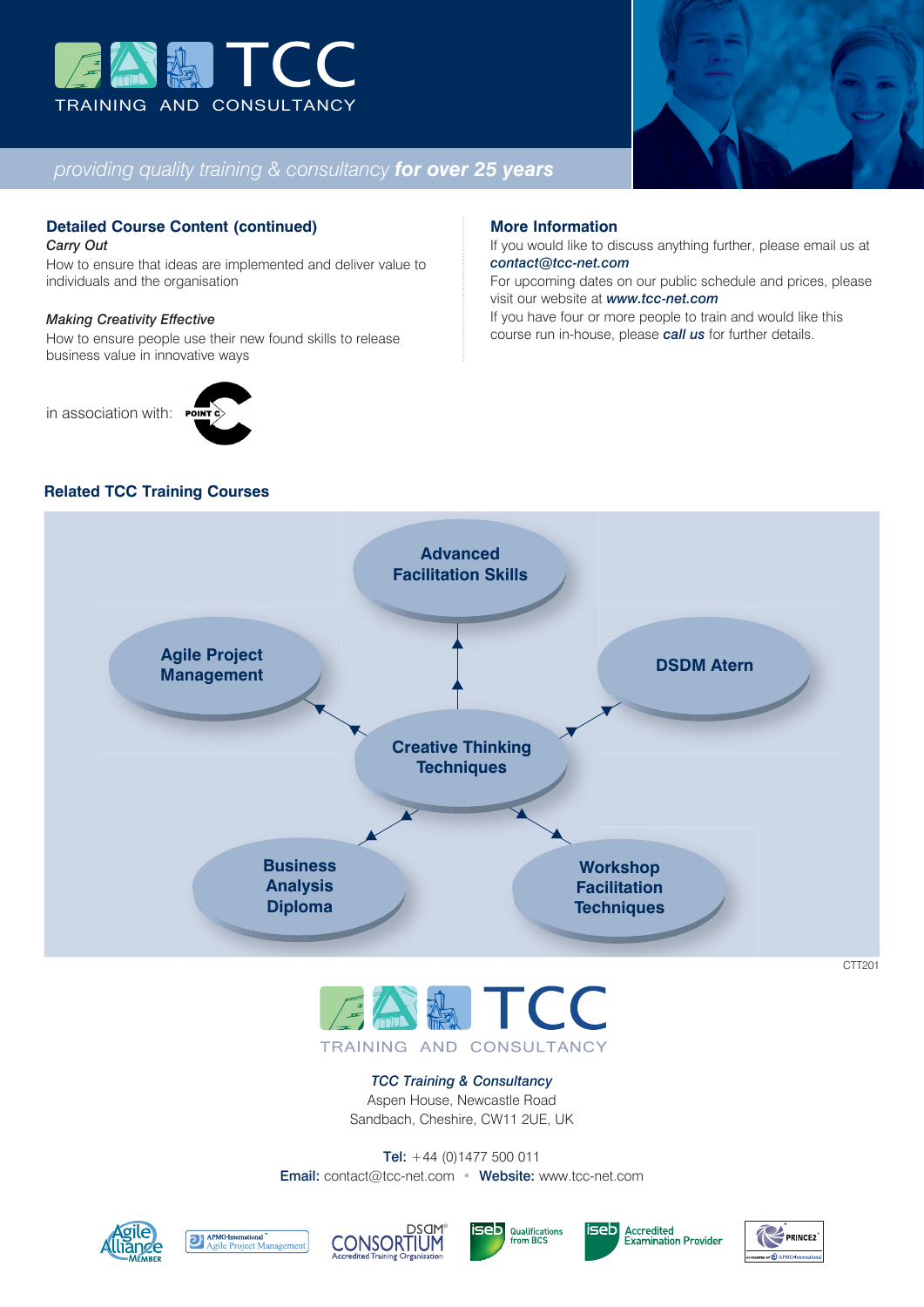TCC
TRAINING AND CONSULTANCY

*providing quality training & consultancy* ***for over 25 years***

## Detailed Course Content (continued)

*Carry Out*

How to ensure that ideas are implemented and deliver value to individuals and the organisation

*Making Creativity Effective*

How to ensure people use their new found skills to release business value in innovative ways

in association with: POINT C

## More Information

If you would like to discuss anything further, please email us at ***contact@tcc-net.com***

For upcoming dates on our public schedule and prices, please visit our website at ***www.tcc-net.com***

If you have four or more people to train and would like this course run in-house, please ***call us*** for further details.

## Related TCC Training Courses

Advanced Facilitation Skills

Agile Project Management

DSDM Atern

Creative Thinking Techniques

Business Analysis Diploma

Workshop Facilitation Techniques

CTT201

TCC
TRAINING AND CONSULTANCY

***TCC Training & Consultancy***

Aspen House, Newcastle Road

Sandbach, Cheshire, CW11 2UE, UK

**Tel:** +44 (0)1477 500 011

**Email:** contact@tcc-net.com • **Website:** www.tcc-net.com

Agile Alliance Member | APMG-International Agile Project Management | DSDM Consortium Accredited Training Organisation | iseb Qualifications from BCS | iseb Accredited Examination Provider | PRINCE2 Accredited by APMG-International